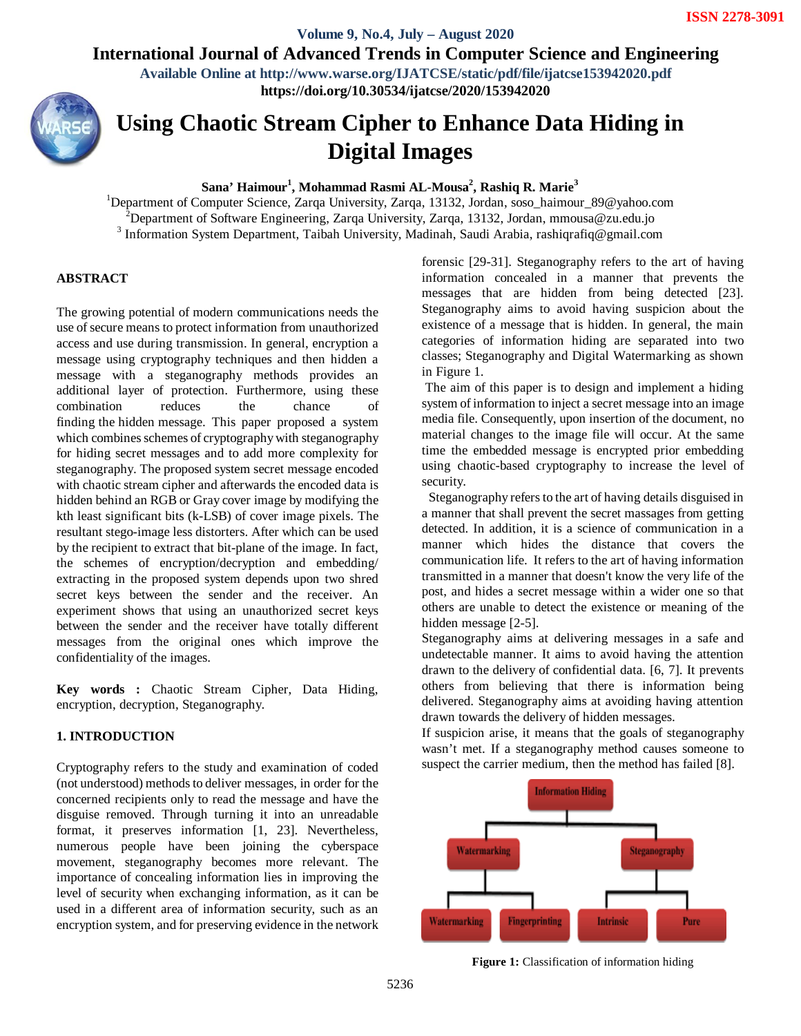# Using Chaotic Stream Cipher to Enhance Data Hiding in Digital Images

**Sana' Haimour[1], Mohammad Rasmi AL-Mousa[2], Rashiq R. Marie[3]**

[1]Department of Computer Science, Zarqa University, Zarqa, 13132, Jordan, soso_haimour_89@yahoo.com
[2]Department of Software Engineering, Zarqa University, Zarqa, 13132, Jordan, mmousa@zu.edu.jo
[3] Information System Department, Taibah University, Madinah, Saudi Arabia, rashiqrafiq@gmail.com

## ABSTRACT

The growing potential of modern communications needs the use of secure means to protect information from unauthorized access and use during transmission. In general, encryption a message using cryptography techniques and then hidden a message with a steganography methods provides an additional layer of protection. Furthermore, using these combination reduces the chance of finding the hidden message. This paper proposed a system which combines schemes of cryptography with steganography for hiding secret messages and to add more complexity for steganography. The proposed system secret message encoded with chaotic stream cipher and afterwards the encoded data is hidden behind an RGB or Gray cover image by modifying the kth least significant bits (k-LSB) of cover image pixels. The resultant stego-image less distorters. After which can be used by the recipient to extract that bit-plane of the image. In fact, the schemes of encryption/decryption and embedding/ extracting in the proposed system depends upon two shred secret keys between the sender and the receiver. An experiment shows that using an unauthorized secret keys between the sender and the receiver have totally different messages from the original ones which improve the confidentiality of the images.

**Key words :** Chaotic Stream Cipher, Data Hiding, encryption, decryption, Steganography.

## 1. INTRODUCTION

Cryptography refers to the study and examination of coded (not understood) methods to deliver messages, in order for the concerned recipients only to read the message and have the disguise removed. Through turning it into an unreadable format, it preserves information [1, 23]. Nevertheless, numerous people have been joining the cyberspace movement, steganography becomes more relevant. The importance of concealing information lies in improving the level of security when exchanging information, as it can be used in a different area of information security, such as an encryption system, and for preserving evidence in the network forensic [29-31]. Steganography refers to the art of having information concealed in a manner that prevents the messages that are hidden from being detected [23]. Steganography aims to avoid having suspicion about the existence of a message that is hidden. In general, the main categories of information hiding are separated into two classes; Steganography and Digital Watermarking as shown in Figure 1.

The aim of this paper is to design and implement a hiding system of information to inject a secret message into an image media file. Consequently, upon insertion of the document, no material changes to the image file will occur. At the same time the embedded message is encrypted prior embedding using chaotic-based cryptography to increase the level of security.

Steganography refers to the art of having details disguised in a manner that shall prevent the secret massages from getting detected. In addition, it is a science of communication in a manner which hides the distance that covers the communication life. It refers to the art of having information transmitted in a manner that doesn't know the very life of the post, and hides a secret message within a wider one so that others are unable to detect the existence or meaning of the hidden message [2-5].

Steganography aims at delivering messages in a safe and undetectable manner. It aims to avoid having the attention drawn to the delivery of confidential data. [6, 7]. It prevents others from believing that there is information being delivered. Steganography aims at avoiding having attention drawn towards the delivery of hidden messages.

If suspicion arise, it means that the goals of steganography wasn't met. If a steganography method causes someone to suspect the carrier medium, then the method has failed [8].

Information Hiding
- Watermarking
  - Watermarking
  - Fingerprinting
- Steganography
  - Intrinsic
  - Pure

**Figure 1:** Classification of information hiding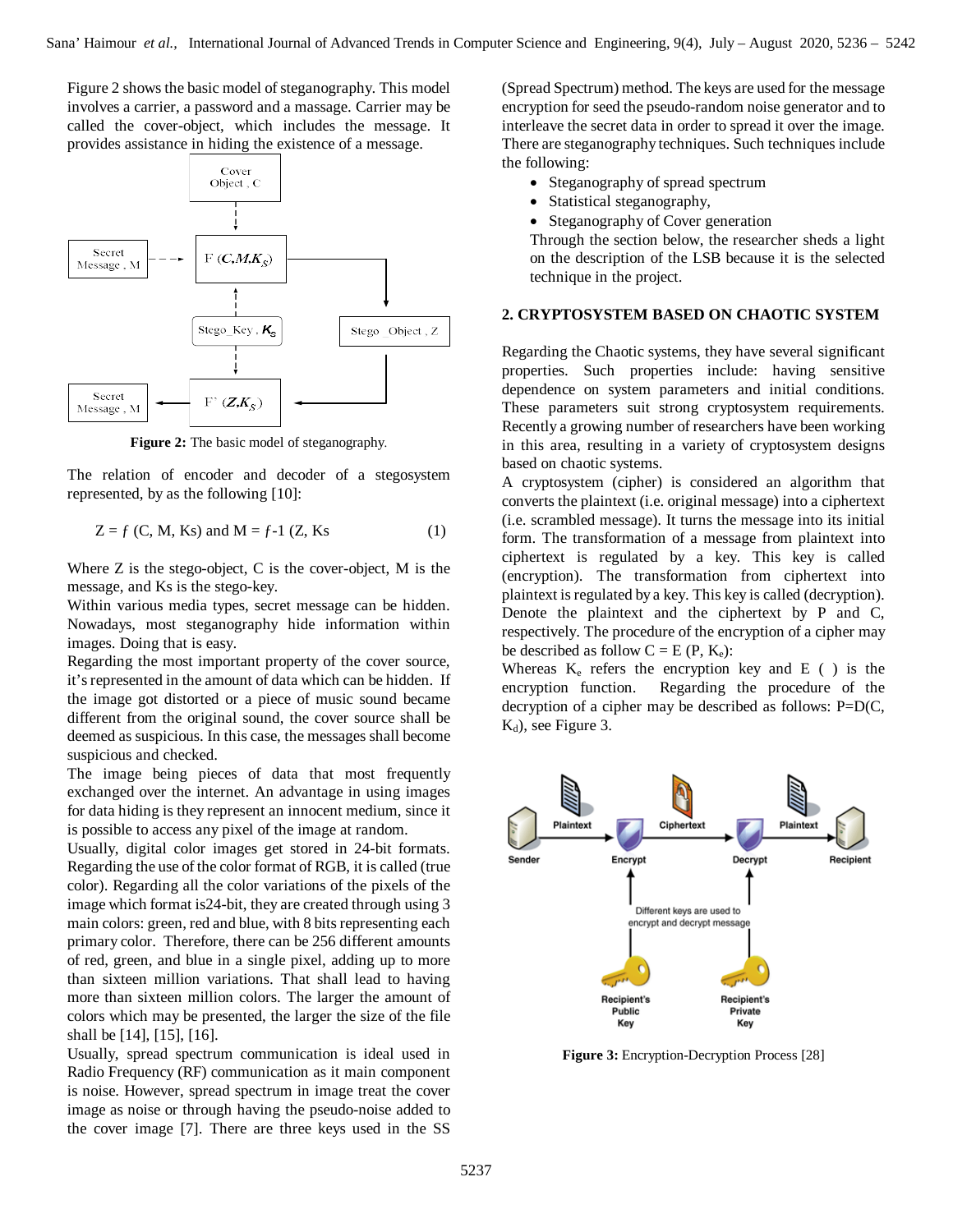Figure 2 shows the basic model of steganography. This model involves a carrier, a password and a massage. Carrier may be called the cover-object, which includes the message. It provides assistance in hiding the existence of a message.

**Figure 2:** The basic model of steganography.

The relation of encoder and decoder of a stegosystem represented, by as the following [10]:

$$Z = f\ (C, M, Ks) \text{ and } M = f\text{-}1\ (Z, Ks \qquad (1)$$

Where Z is the stego-object, C is the cover-object, M is the message, and Ks is the stego-key.

Within various media types, secret message can be hidden. Nowadays, most steganography hide information within images. Doing that is easy.

Regarding the most important property of the cover source, it's represented in the amount of data which can be hidden. If the image got distorted or a piece of music sound became different from the original sound, the cover source shall be deemed as suspicious. In this case, the messages shall become suspicious and checked.

The image being pieces of data that most frequently exchanged over the internet. An advantage in using images for data hiding is they represent an innocent medium, since it is possible to access any pixel of the image at random.

Usually, digital color images get stored in 24-bit formats. Regarding the use of the color format of RGB, it is called (true color). Regarding all the color variations of the pixels of the image which format is24-bit, they are created through using 3 main colors: green, red and blue, with 8 bits representing each primary color. Therefore, there can be 256 different amounts of red, green, and blue in a single pixel, adding up to more than sixteen million variations. That shall lead to having more than sixteen million colors. The larger the amount of colors which may be presented, the larger the size of the file shall be [14], [15], [16].

Usually, spread spectrum communication is ideal used in Radio Frequency (RF) communication as it main component is noise. However, spread spectrum in image treat the cover image as noise or through having the pseudo-noise added to the cover image [7]. There are three keys used in the SS (Spread Spectrum) method. The keys are used for the message encryption for seed the pseudo-random noise generator and to interleave the secret data in order to spread it over the image.

There are steganography techniques. Such techniques include the following:

- Steganography of spread spectrum
- Statistical steganography,
- Steganography of Cover generation

Through the section below, the researcher sheds a light on the description of the LSB because it is the selected technique in the project.

## 2. CRYPTOSYSTEM BASED ON CHAOTIC SYSTEM

Regarding the Chaotic systems, they have several significant properties. Such properties include: having sensitive dependence on system parameters and initial conditions. These parameters suit strong cryptosystem requirements. Recently a growing number of researchers have been working in this area, resulting in a variety of cryptosystem designs based on chaotic systems.

A cryptosystem (cipher) is considered an algorithm that converts the plaintext (i.e. original message) into a ciphertext (i.e. scrambled message). It turns the message into its initial form. The transformation of a message from plaintext into ciphertext is regulated by a key. This key is called (encryption). The transformation from ciphertext into plaintext is regulated by a key. This key is called (decryption). Denote the plaintext and the ciphertext by P and C, respectively. The procedure of the encryption of a cipher may be described as follow $C = E\ (P, K_e)$:

Whereas $K_e$ refers the encryption key and E ( ) is the encryption function. Regarding the procedure of the decryption of a cipher may be described as follows: $P=D(C, K_d)$, see Figure 3.

**Figure 3:** Encryption-Decryption Process [28]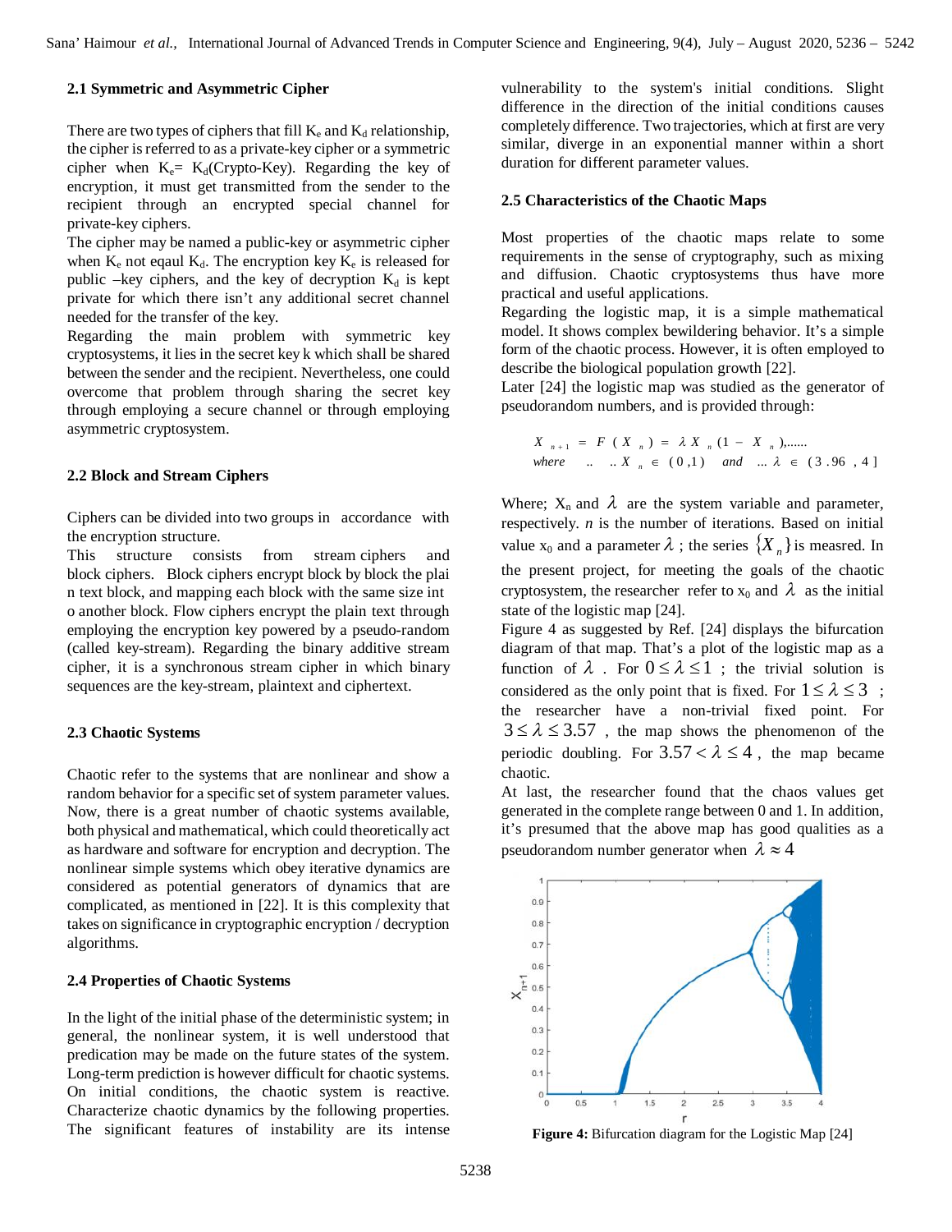### 2.1 Symmetric and Asymmetric Cipher

There are two types of ciphers that fill $K_e$ and $K_d$ relationship, the cipher is referred to as a private-key cipher or a symmetric cipher when $K_e= K_d$(Crypto-Key). Regarding the key of encryption, it must get transmitted from the sender to the recipient through an encrypted special channel for private-key ciphers.

The cipher may be named a public-key or asymmetric cipher when $K_e$ not eqaul $K_d$. The encryption key $K_e$ is released for public –key ciphers, and the key of decryption $K_d$ is kept private for which there isn't any additional secret channel needed for the transfer of the key.

Regarding the main problem with symmetric key cryptosystems, it lies in the secret key k which shall be shared between the sender and the recipient. Nevertheless, one could overcome that problem through sharing the secret key through employing a secure channel or through employing asymmetric cryptosystem.

### 2.2 Block and Stream Ciphers

Ciphers can be divided into two groups in accordance with the encryption structure.

This structure consists from stream ciphers and block ciphers. Block ciphers encrypt block by block the plai n text block, and mapping each block with the same size int o another block. Flow ciphers encrypt the plain text through employing the encryption key powered by a pseudo-random (called key-stream). Regarding the binary additive stream cipher, it is a synchronous stream cipher in which binary sequences are the key-stream, plaintext and ciphertext.

### 2.3 Chaotic Systems

Chaotic refer to the systems that are nonlinear and show a random behavior for a specific set of system parameter values. Now, there is a great number of chaotic systems available, both physical and mathematical, which could theoretically act as hardware and software for encryption and decryption. The nonlinear simple systems which obey iterative dynamics are considered as potential generators of dynamics that are complicated, as mentioned in [22]. It is this complexity that takes on significance in cryptographic encryption / decryption algorithms.

### 2.4 Properties of Chaotic Systems

In the light of the initial phase of the deterministic system; in general, the nonlinear system, it is well understood that predication may be made on the future states of the system. Long-term prediction is however difficult for chaotic systems. On initial conditions, the chaotic system is reactive. Characterize chaotic dynamics by the following properties. The significant features of instability are its intense vulnerability to the system's initial conditions. Slight difference in the direction of the initial conditions causes completely difference. Two trajectories, which at first are very similar, diverge in an exponential manner within a short duration for different parameter values.

### 2.5 Characteristics of the Chaotic Maps

Most properties of the chaotic maps relate to some requirements in the sense of cryptography, such as mixing and diffusion. Chaotic cryptosystems thus have more practical and useful applications.

Regarding the logistic map, it is a simple mathematical model. It shows complex bewildering behavior. It's a simple form of the chaotic process. However, it is often employed to describe the biological population growth [22].

Later [24] the logistic map was studied as the generator of pseudorandom numbers, and is provided through:

$$X_{n+1} = F(X_n) = \lambda X_n (1 - X_n), \ldots\ldots$$
$$where \ \ldots \ldots X_n \in (0,1) \quad and \ \ldots \lambda \in (3.96, 4]$$

Where; $X_n$ and $\lambda$ are the system variable and parameter, respectively. $n$ is the number of iterations. Based on initial value $x_0$ and a parameter $\lambda$ ; the series $\{X_n\}$ is measred. In the present project, for meeting the goals of the chaotic cryptosystem, the researcher refer to $x_0$ and $\lambda$ as the initial state of the logistic map [24].

Figure 4 as suggested by Ref. [24] displays the bifurcation diagram of the logistic map. That's a plot of the logistic map as a function of $\lambda$ . For $0 \le \lambda \le 1$ ; the trivial solution is considered as the only point that is fixed. For $1 \le \lambda \le 3$ ; the researcher have a non-trivial fixed point. For $3 \le \lambda \le 3.57$ , the map shows the phenomenon of the periodic doubling. For $3.57 < \lambda \le 4$ , the map became chaotic.

At last, the researcher found that the chaos values get generated in the complete range between 0 and 1. In addition, it's presumed that the above map has good qualities as a pseudorandom number generator when $\lambda \approx 4$

**Figure 4:** Bifurcation diagram for the Logistic Map [24]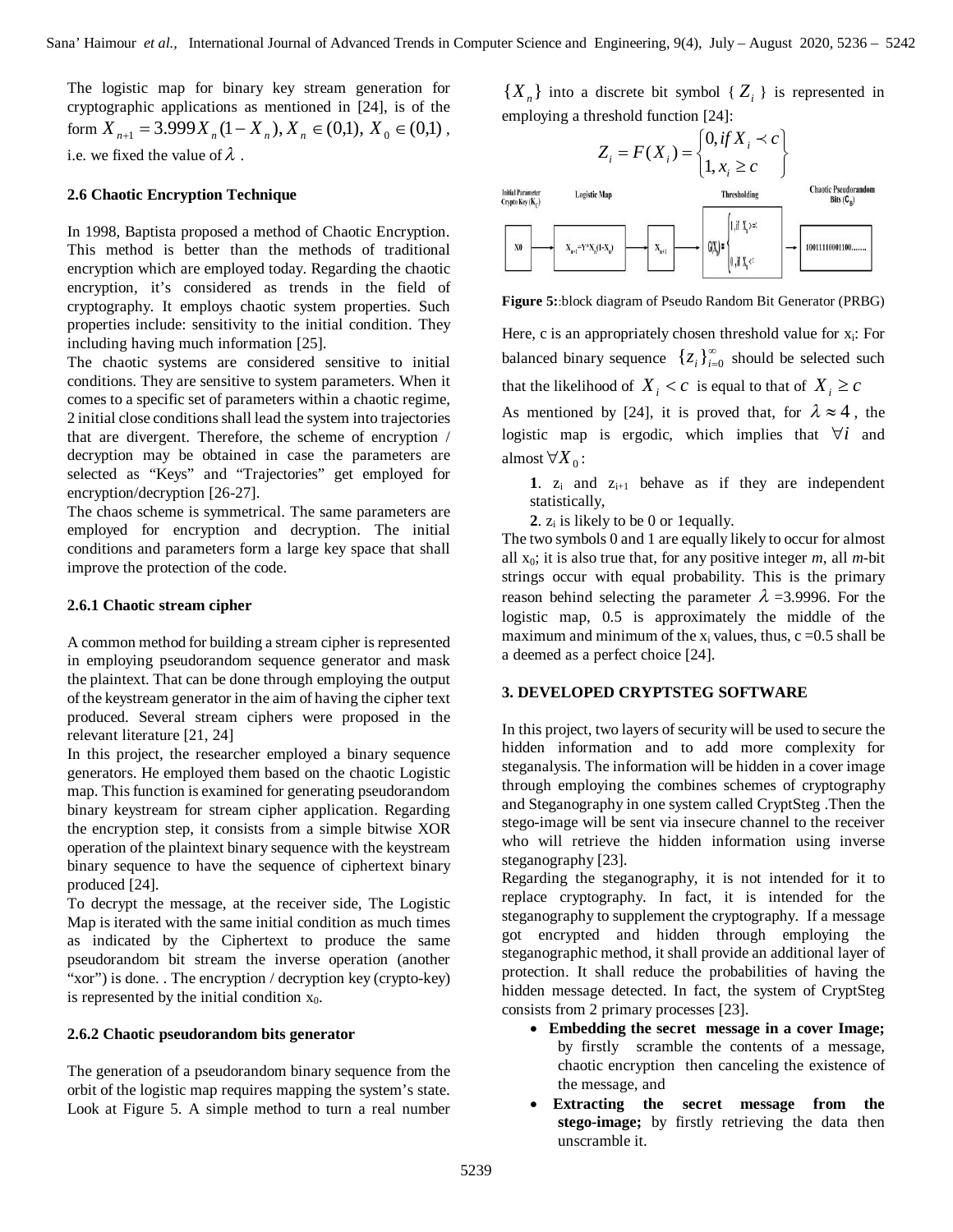The logistic map for binary key stream generation for cryptographic applications as mentioned in [24], is of the form $X_{n+1} = 3.999 X_n(1-X_n), X_n \in (0,1), X_0 \in (0,1)$, i.e. we fixed the value of $\lambda$ .

### 2.6 Chaotic Encryption Technique

In 1998, Baptista proposed a method of Chaotic Encryption. This method is better than the methods of traditional encryption which are employed today. Regarding the chaotic encryption, it's considered as trends in the field of cryptography. It employs chaotic system properties. Such properties include: sensitivity to the initial condition. They including having much information [25].

The chaotic systems are considered sensitive to initial conditions. They are sensitive to system parameters. When it comes to a specific set of parameters within a chaotic regime, 2 initial close conditions shall lead the system into trajectories that are divergent. Therefore, the scheme of encryption / decryption may be obtained in case the parameters are selected as "Keys" and "Trajectories" get employed for encryption/decryption [26-27].

The chaos scheme is symmetrical. The same parameters are employed for encryption and decryption. The initial conditions and parameters form a large key space that shall improve the protection of the code.

#### 2.6.1 Chaotic stream cipher

A common method for building a stream cipher is represented in employing pseudorandom sequence generator and mask the plaintext. That can be done through employing the output of the keystream generator in the aim of having the cipher text produced. Several stream ciphers were proposed in the relevant literature [21, 24]

In this project, the researcher employed a binary sequence generators. He employed them based on the chaotic Logistic map. This function is examined for generating pseudorandom binary keystream for stream cipher application. Regarding the encryption step, it consists from a simple bitwise XOR operation of the plaintext binary sequence with the keystream binary sequence to have the sequence of ciphertext binary produced [24].

To decrypt the message, at the receiver side, The Logistic Map is iterated with the same initial condition as much times as indicated by the Ciphertext to produce the same pseudorandom bit stream the inverse operation (another "xor") is done. . The encryption / decryption key (crypto-key) is represented by the initial condition $x_0$.

#### 2.6.2 Chaotic pseudorandom bits generator

The generation of a pseudorandom binary sequence from the orbit of the logistic map requires mapping the system's state. Look at Figure 5. A simple method to turn a real number $\{X_n\}$ into a discrete bit symbol $\{Z_i\}$ is represented in employing a threshold function [24]:

$$Z_i = F(X_i) = \begin{cases} 0, if\, X_i \prec c \\ 1, x_i \geq c \end{cases}$$

Figure 5: block diagram of Pseudo Random Bit Generator (PRBG)

Here, c is an appropriately chosen threshold value for $x_i$: For balanced binary sequence $\{z_i\}_{i=0}^{\infty}$ should be selected such that the likelihood of $X_i < c$ is equal to that of $X_i \geq c$

As mentioned by [24], it is proved that, for $\lambda \approx 4$, the logistic map is ergodic, which implies that $\forall i$ and almost $\forall X_0$:

1. $z_i$ and $z_{i+1}$ behave as if they are independent statistically,
2. $z_i$ is likely to be 0 or 1equally.

The two symbols 0 and 1 are equally likely to occur for almost all $x_0$; it is also true that, for any positive integer *m*, all *m*-bit strings occur with equal probability. This is the primary reason behind selecting the parameter $\lambda$ =3.9996. For the logistic map, 0.5 is approximately the middle of the maximum and minimum of the $x_i$ values, thus, c =0.5 shall be a deemed as a perfect choice [24].

## 3. DEVELOPED CRYPTSTEG SOFTWARE

In this project, two layers of security will be used to secure the hidden information and to add more complexity for steganalysis. The information will be hidden in a cover image through employing the combines schemes of cryptography and Steganography in one system called CryptSteg .Then the stego-image will be sent via insecure channel to the receiver who will retrieve the hidden information using inverse steganography [23].

Regarding the steganography, it is not intended for it to replace cryptography. In fact, it is intended for the steganography to supplement the cryptography. If a message got encrypted and hidden through employing the steganographic method, it shall provide an additional layer of protection. It shall reduce the probabilities of having the hidden message detected. In fact, the system of CryptSteg consists from 2 primary processes [23].

- **Embedding the secret message in a cover Image;** by firstly scramble the contents of a message, chaotic encryption then canceling the existence of the message, and
- **Extracting the secret message from the stego-image;** by firstly retrieving the data then unscramble it.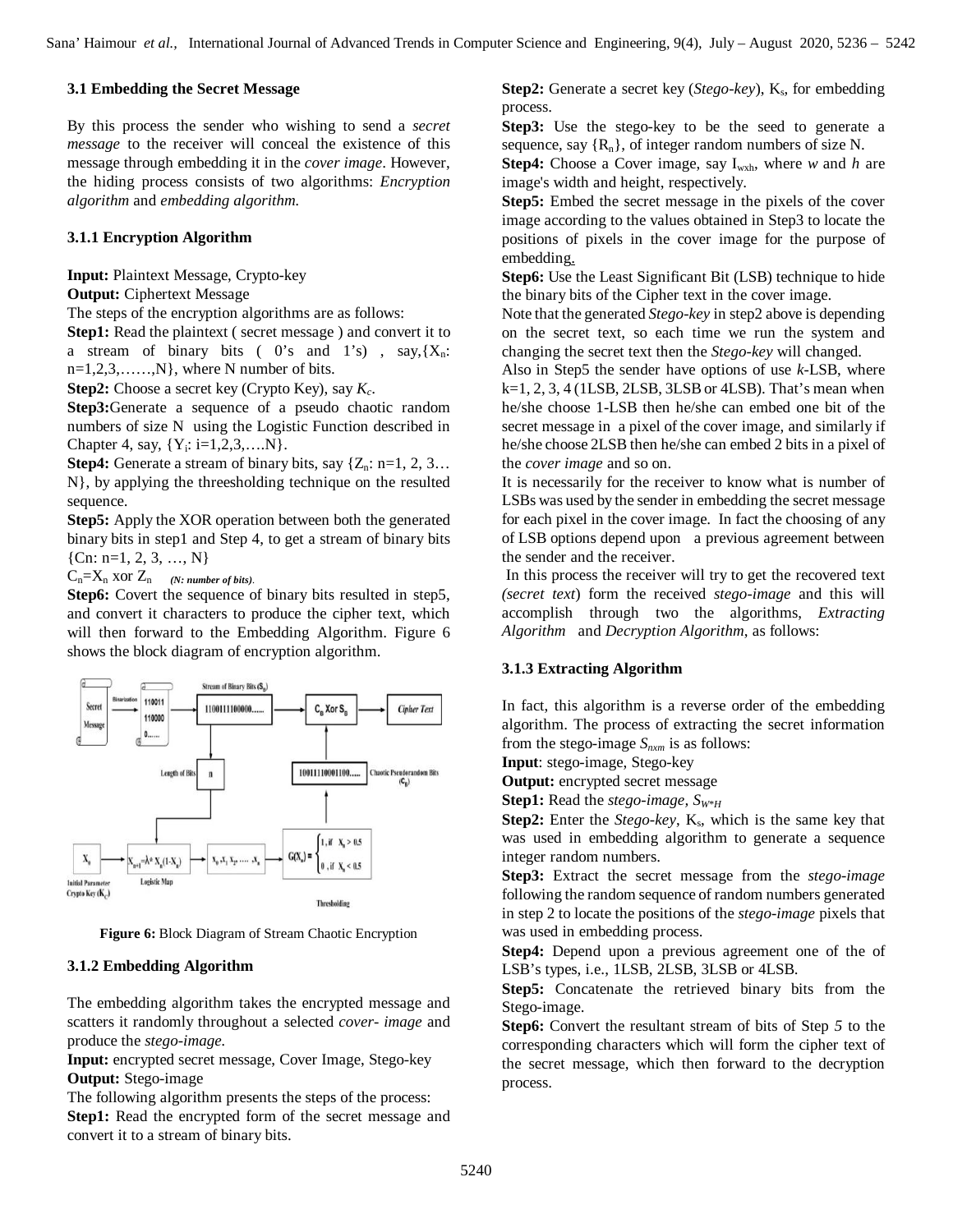### 3.1 Embedding the Secret Message

By this process the sender who wishing to send a *secret message* to the receiver will conceal the existence of this message through embedding it in the *cover image*. However, the hiding process consists of two algorithms: *Encryption algorithm* and *embedding algorithm.*

### 3.1.1 Encryption Algorithm

**Input:** Plaintext Message, Crypto-key

**Output:** Ciphertext Message

The steps of the encryption algorithms are as follows:

**Step1:** Read the plaintext ( secret message ) and convert it to a stream of binary bits ( 0's and 1's) , say, $\{X_n: n=1,2,3,\ldots,N\}$, where N number of bits.

**Step2:** Choose a secret key (Crypto Key), say $K_c$.

**Step3:**Generate a sequence of a pseudo chaotic random numbers of size N using the Logistic Function described in Chapter 4, say, $\{Y_i: i=1,2,3,\ldots.N\}$.

**Step4:** Generate a stream of binary bits, say $\{Z_n: n=1, 2, 3\ldots N\}$, by applying the threesholding technique on the resulted sequence.

**Step5:** Apply the XOR operation between both the generated binary bits in step1 and Step 4, to get a stream of binary bits $\{C_n: n=1, 2, 3, \ldots, N\}$

$C_n=X_n$ xor $Z_n$ ***(N: number of bits)***.

**Step6:** Covert the sequence of binary bits resulted in step5, and convert it characters to produce the cipher text, which will then forward to the Embedding Algorithm. Figure 6 shows the block diagram of encryption algorithm.

**Figure 6:** Block Diagram of Stream Chaotic Encryption

### 3.1.2 Embedding Algorithm

The embedding algorithm takes the encrypted message and scatters it randomly throughout a selected *cover- image* and produce the *stego-image.*

**Input:** encrypted secret message, Cover Image, Stego-key

**Output:** Stego-image

The following algorithm presents the steps of the process:

**Step1:** Read the encrypted form of the secret message and convert it to a stream of binary bits.

**Step2:** Generate a secret key (*Stego-key*), $K_s$, for embedding process.

**Step3:** Use the stego-key to be the seed to generate a sequence, say $\{R_n\}$, of integer random numbers of size N.

**Step4:** Choose a Cover image, say $I_{wxh}$, where *w* and *h* are image's width and height, respectively.

**Step5:** Embed the secret message in the pixels of the cover image according to the values obtained in Step3 to locate the positions of pixels in the cover image for the purpose of embedding.

**Step6:** Use the Least Significant Bit (LSB) technique to hide the binary bits of the Cipher text in the cover image.

Note that the generated *Stego-key* in step2 above is depending on the secret text, so each time we run the system and changing the secret text then the *Stego-key* will changed.

Also in Step5 the sender have options of use *k*-LSB, where k=1, 2, 3, 4 (1LSB, 2LSB, 3LSB or 4LSB). That's mean when he/she choose 1-LSB then he/she can embed one bit of the secret message in a pixel of the cover image, and similarly if he/she choose 2LSB then he/she can embed 2 bits in a pixel of the *cover image* and so on.

It is necessarily for the receiver to know what is number of LSBs was used by the sender in embedding the secret message for each pixel in the cover image. In fact the choosing of any of LSB options depend upon a previous agreement between the sender and the receiver.

In this process the receiver will try to get the recovered text *(secret text*) form the received *stego-image* and this will accomplish through two the algorithms, *Extracting Algorithm* and *Decryption Algorithm*, as follows:

### 3.1.3 Extracting Algorithm

In fact, this algorithm is a reverse order of the embedding algorithm. The process of extracting the secret information from the stego-image $S_{nxm}$ is as follows:

**Input**: stego-image, Stego-key

**Output:** encrypted secret message

**Step1:** Read the *stego-image*, $S_{W*H}$

**Step2:** Enter the *Stego-key*, $K_s$, which is the same key that was used in embedding algorithm to generate a sequence integer random numbers.

**Step3:** Extract the secret message from the *stego-image* following the random sequence of random numbers generated in step 2 to locate the positions of the *stego-image* pixels that was used in embedding process.

**Step4:** Depend upon a previous agreement one of the of LSB's types, i.e., 1LSB, 2LSB, 3LSB or 4LSB.

**Step5:** Concatenate the retrieved binary bits from the Stego-image.

**Step6:** Convert the resultant stream of bits of Step *5* to the corresponding characters which will form the cipher text of the secret message, which then forward to the decryption process.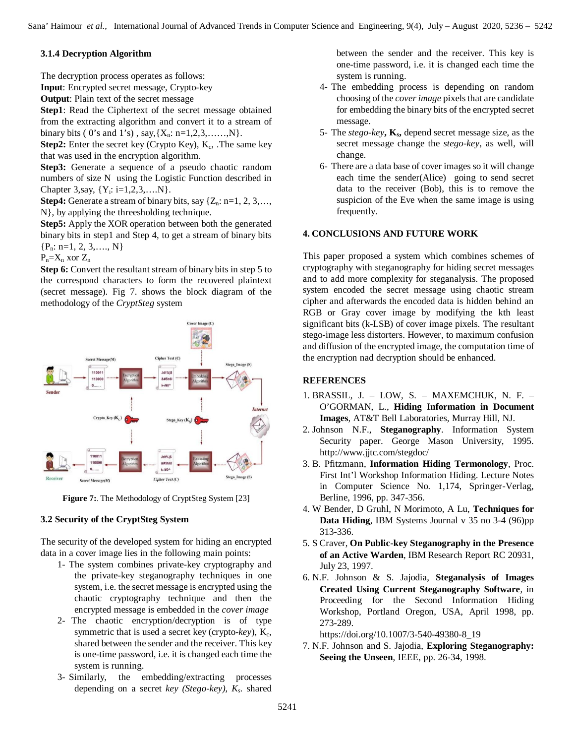### 3.1.4 Decryption Algorithm

The decryption process operates as follows:

**Input**: Encrypted secret message, Crypto-key

**Output**: Plain text of the secret message

**Step1**: Read the Ciphertext of the secret message obtained from the extracting algorithm and convert it to a stream of binary bits ( 0's and 1's) , say,$\{X_n: n=1,2,3,\ldots\ldots,N\}$.

**Step2:** Enter the secret key (Crypto Key), $K_c$, .The same key that was used in the encryption algorithm.

**Step3:** Generate a sequence of a pseudo chaotic random numbers of size N using the Logistic Function described in Chapter 3,say, $\{Y_i: i=1,2,3,\ldots.N\}$.

**Step4:** Generate a stream of binary bits, say $\{Z_n: n=1, 2, 3,\ldots, N\}$, by applying the thresholding technique.

**Step5:** Apply the XOR operation between both the generated binary bits in step1 and Step 4, to get a stream of binary bits $\{P_n: n=1, 2, 3,\ldots., N\}$

$P_n=X_n$ xor $Z_n$

**Step 6:** Convert the resultant stream of binary bits in step 5 to the correspond characters to form the recovered plaintext (secret message). Fig 7. shows the block diagram of the methodology of the *CryptSteg* system

**Figure 7:**. The Methodology of CryptSteg System [23]

### 3.2 Security of the CryptSteg System

The security of the developed system for hiding an encrypted data in a cover image lies in the following main points:

1- The system combines private-key cryptography and the private-key steganography techniques in one system, i.e. the secret message is encrypted using the chaotic cryptography technique and then the encrypted message is embedded in the *cover image*

2- The chaotic encryption/decryption is of type symmetric that is used a secret key (crypto-*key*), $K_c$, shared between the sender and the receiver. This key is one-time password, i.e. it is changed each time the system is running.

3- Similarly, the embedding/extracting processes depending on a secret *key (Stego-key), $K_s$*. shared between the sender and the receiver. This key is one-time password, i.e. it is changed each time the system is running.

4- The embedding process is depending on random choosing of the *cover image* pixels that are candidate for embedding the binary bits of the encrypted secret message.

5- The *stego-key*, **$K_s$,** depend secret message size, as the secret message change the *stego-key*, as well, will change.

6- There are a data base of cover images so it will change each time the sender(Alice) going to send secret data to the receiver (Bob), this is to remove the suspicion of the Eve when the same image is using frequently.

## 4. CONCLUSIONS AND FUTURE WORK

This paper proposed a system which combines schemes of cryptography with steganography for hiding secret messages and to add more complexity for steganalysis. The proposed system encoded the secret message using chaotic stream cipher and afterwards the encoded data is hidden behind an RGB or Gray cover image by modifying the kth least significant bits (k-LSB) of cover image pixels. The resultant stego-image less distorters. However, to maximum confusion and diffusion of the encrypted image, the computation time of the encryption nad decryption should be enhanced.

## REFERENCES

1. BRASSIL, J. – LOW, S. – MAXEMCHUK, N. F. – O'GORMAN, L., **Hiding Information in Document Images**, AT&T Bell Laboratories, Murray Hill, NJ.
2. Johnson N.F., **Steganography**. Information System Security paper. George Mason University, 1995. http://www.jjtc.com/stegdoc/
3. B. Pfitzmann, **Information Hiding Termonology**, Proc. First Int'l Workshop Information Hiding. Lecture Notes in Computer Science No. 1,174, Springer-Verlag, Berline, 1996, pp. 347-356.
4. W Bender, D Gruhl, N Morimoto, A Lu, **Techniques for Data Hiding**, IBM Systems Journal v 35 no 3-4 (96)pp 313-336.
5. S Craver, **On Public-key Steganography in the Presence of an Active Warden**, IBM Research Report RC 20931, July 23, 1997.
6. N.F. Johnson & S. Jajodia, **Steganalysis of Images Created Using Current Steganography Software**, in Proceeding for the Second Information Hiding Workshop, Portland Oregon, USA, April 1998, pp. 273-289. https://doi.org/10.1007/3-540-49380-8_19
7. N.F. Johnson and S. Jajodia, **Exploring Steganography: Seeing the Unseen**, IEEE, pp. 26-34, 1998.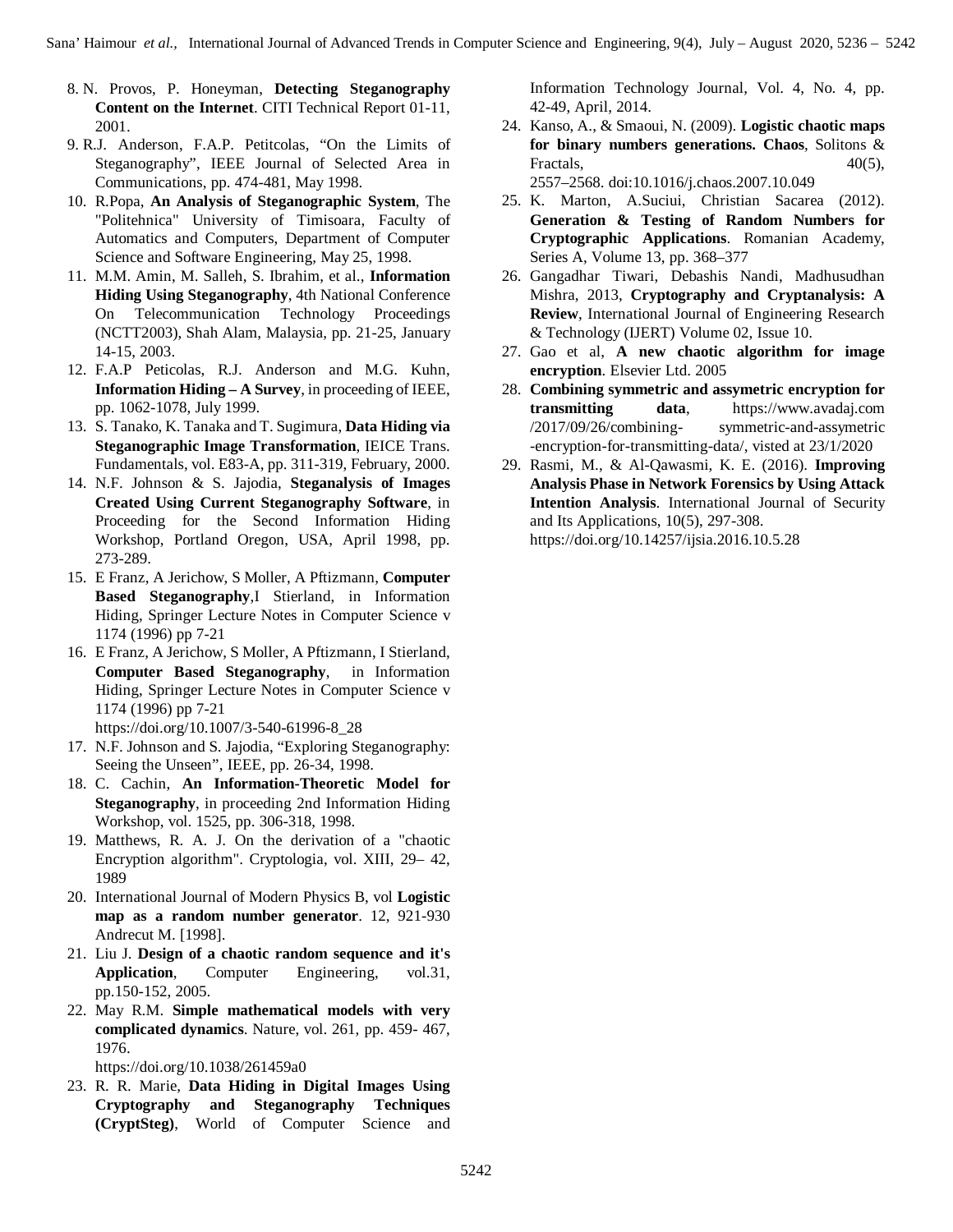8. N. Provos, P. Honeyman, **Detecting Steganography Content on the Internet**. CITI Technical Report 01-11, 2001.
9. R.J. Anderson, F.A.P. Petitcolas, "On the Limits of Steganography", IEEE Journal of Selected Area in Communications, pp. 474-481, May 1998.
10. R.Popa, **An Analysis of Steganographic System**, The "Politehnica" University of Timisoara, Faculty of Automatics and Computers, Department of Computer Science and Software Engineering, May 25, 1998.
11. M.M. Amin, M. Salleh, S. Ibrahim, et al., **Information Hiding Using Steganography**, 4th National Conference On Telecommunication Technology Proceedings (NCTT2003), Shah Alam, Malaysia, pp. 21-25, January 14-15, 2003.
12. F.A.P Peticolas, R.J. Anderson and M.G. Kuhn, **Information Hiding – A Survey**, in proceeding of IEEE, pp. 1062-1078, July 1999.
13. S. Tanako, K. Tanaka and T. Sugimura, **Data Hiding via Steganographic Image Transformation**, IEICE Trans. Fundamentals, vol. E83-A, pp. 311-319, February, 2000.
14. N.F. Johnson & S. Jajodia, **Steganalysis of Images Created Using Current Steganography Software**, in Proceeding for the Second Information Hiding Workshop, Portland Oregon, USA, April 1998, pp. 273-289.
15. E Franz, A Jerichow, S Moller, A Pftizmann, **Computer Based Steganography**,I Stierland, in Information Hiding, Springer Lecture Notes in Computer Science v 1174 (1996) pp 7-21
16. E Franz, A Jerichow, S Moller, A Pftizmann, I Stierland, **Computer Based Steganography**, in Information Hiding, Springer Lecture Notes in Computer Science v 1174 (1996) pp 7-21 https://doi.org/10.1007/3-540-61996-8_28
17. N.F. Johnson and S. Jajodia, "Exploring Steganography: Seeing the Unseen", IEEE, pp. 26-34, 1998.
18. C. Cachin, **An Information-Theoretic Model for Steganography**, in proceeding 2nd Information Hiding Workshop, vol. 1525, pp. 306-318, 1998.
19. Matthews, R. A. J. On the derivation of a "chaotic Encryption algorithm". Cryptologia, vol. XIII, 29– 42, 1989
20. International Journal of Modern Physics B, vol **Logistic map as a random number generator**. 12, 921-930 Andrecut M. [1998].
21. Liu J. **Design of a chaotic random sequence and it's Application**, Computer Engineering, vol.31, pp.150-152, 2005.
22. May R.M. **Simple mathematical models with very complicated dynamics**. Nature, vol. 261, pp. 459- 467, 1976. https://doi.org/10.1038/261459a0
23. R. R. Marie, **Data Hiding in Digital Images Using Cryptography and Steganography Techniques (CryptSteg)**, World of Computer Science and Information Technology Journal, Vol. 4, No. 4, pp. 42-49, April, 2014.
24. Kanso, A., & Smaoui, N. (2009). **Logistic chaotic maps for binary numbers generations. Chaos**, Solitons & Fractals, 40(5), 2557–2568. doi:10.1016/j.chaos.2007.10.049
25. K. Marton, A.Suciui, Christian Sacarea (2012). **Generation & Testing of Random Numbers for Cryptographic Applications**. Romanian Academy, Series A, Volume 13, pp. 368–377
26. Gangadhar Tiwari, Debashis Nandi, Madhusudhan Mishra, 2013, **Cryptography and Cryptanalysis: A Review**, International Journal of Engineering Research & Technology (IJERT) Volume 02, Issue 10.
27. Gao et al, **A new chaotic algorithm for image encryption**. Elsevier Ltd. 2005
28. **Combining symmetric and assymetric encryption for transmitting data**, https://www.avadaj.com /2017/09/26/combining- symmetric-and-assymetric -encryption-for-transmitting-data/, visted at 23/1/2020
29. Rasmi, M., & Al-Qawasmi, K. E. (2016). **Improving Analysis Phase in Network Forensics by Using Attack Intention Analysis**. International Journal of Security and Its Applications, 10(5), 297-308. https://doi.org/10.14257/ijsia.2016.10.5.28